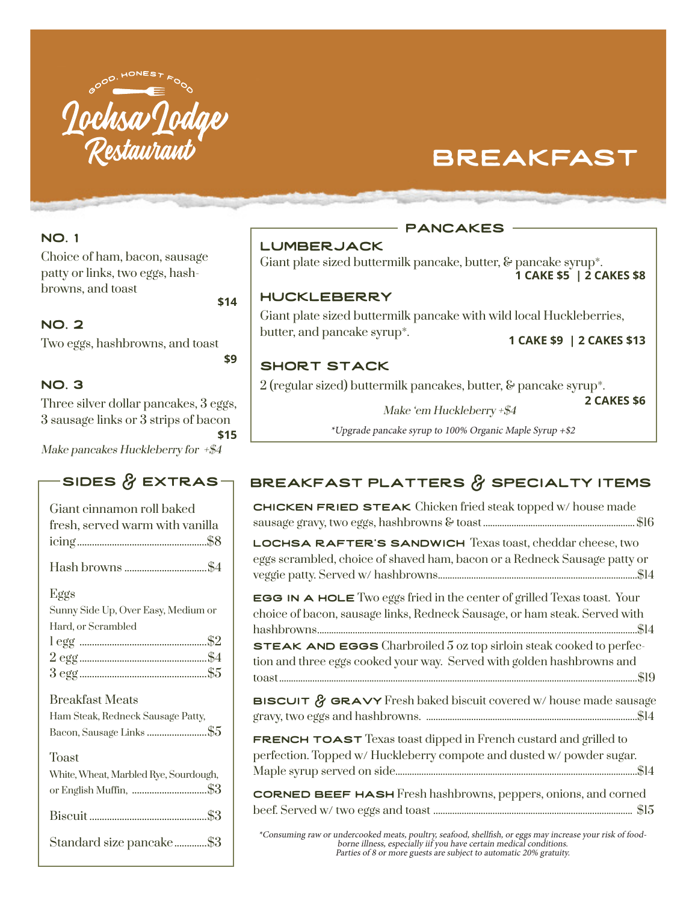GOOD, HONEST FOOD

# Lochsa Lodge Restaurant

# BREAKFAST

### NO. 1
Choice of ham, bacon, sausage patty or links, two eggs, hashbrowns, and toast
**$14**

### NO. 2
Two eggs, hashbrowns, and toast
**$9**

### NO. 3
Three silver dollar pancakes, 3 eggs, 3 sausage links or 3 strips of bacon
**$15**

*Make pancakes Huckleberry for +$4*

## SIDES & EXTRAS

Giant cinnamon roll baked fresh, served warm with vanilla icing....$8

Hash browns....$4

Eggs
Sunny Side Up, Over Easy, Medium or Hard, or Scrambled
1 egg....$2
2 egg....$4
3 egg....$5

Breakfast Meats
Ham Steak, Redneck Sausage Patty, Bacon, Sausage Links....$5

Toast
White, Wheat, Marbled Rye, Sourdough, or English Muffin, ....$3

Biscuit....$3

Standard size pancake....$3

## PANCAKES

### LUMBERJACK
Giant plate sized buttermilk pancake, butter, & pancake syrup*.
**1 CAKE $5 | 2 CAKES $8**

### HUCKLEBERRY
Giant plate sized buttermilk pancake with wild local Huckleberries, butter, and pancake syrup*.
**1 CAKE $9 | 2 CAKES $13**

### SHORT STACK
2 (regular sized) buttermilk pancakes, butter, & pancake syrup*.
**2 CAKES $6**

*Make 'em Huckleberry +$4*

*\*Upgrade pancake syrup to 100% Organic Maple Syrup +$2*

## BREAKFAST PLATTERS & SPECIALTY ITEMS

**CHICKEN FRIED STEAK** Chicken fried steak topped w/ house made sausage gravy, two eggs, hashbrowns & toast....$16

**LOCHSA RAFTER'S SANDWICH** Texas toast, cheddar cheese, two eggs scrambled, choice of shaved ham, bacon or a Redneck Sausage patty or veggie patty. Served w/ hashbrowns....$14

**EGG IN A HOLE** Two eggs fried in the center of grilled Texas toast. Your choice of bacon, sausage links, Redneck Sausage, or ham steak. Served with hashbrowns....$14

**STEAK AND EGGS** Charbroiled 5 oz top sirloin steak cooked to perfection and three eggs cooked your way. Served with golden hashbrowns and toast....$19

**BISCUIT & GRAVY** Fresh baked biscuit covered w/ house made sausage gravy, two eggs and hashbrowns. ....$14

**FRENCH TOAST** Texas toast dipped in French custard and grilled to perfection. Topped w/ Huckleberry compote and dusted w/ powder sugar. Maple syrup served on side....$14

**CORNED BEEF HASH** Fresh hashbrowns, peppers, onions, and corned beef. Served w/ two eggs and toast .... $15

*\*Consuming raw or undercooked meats, poultry, seafood, shellfish, or eggs may increase your risk of food-borne illness, especially iif you have certain medical conditions.*
*Parties of 8 or more guests are subject to automatic 20% gratuity.*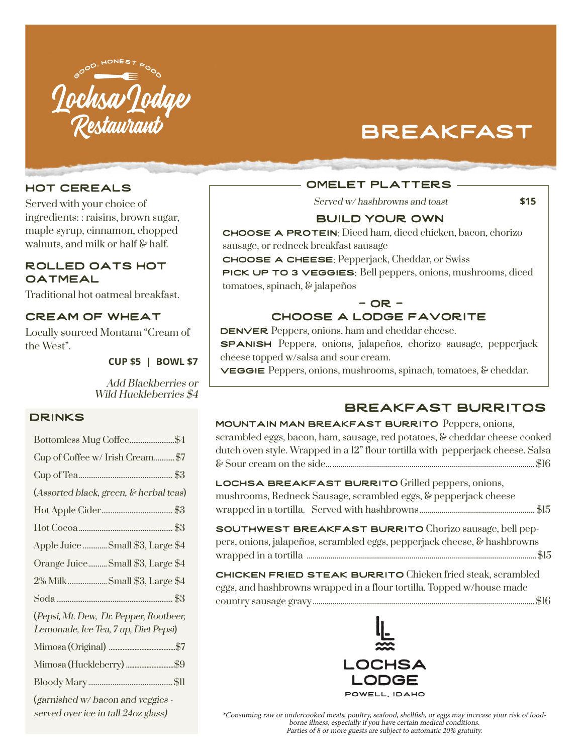GOOD, HONEST FOOD

Lochsa Lodge Restaurant

# BREAKFAST

## HOT CEREALS

Served with your choice of ingredients: : raisins, brown sugar, maple syrup, cinnamon, chopped walnuts, and milk or half & half.

### ROLLED OATS HOT OATMEAL

Traditional hot oatmeal breakfast.

### CREAM OF WHEAT

Locally sourced Montana "Cream of the West".

**CUP $5 | BOWL $7**

*Add Blackberries or Wild Huckleberries $4*

## DRINKS

| | |
|---|---|
| Bottomless Mug Coffee | $4 |
| Cup of Coffee w/ Irish Cream | $7 |
| Cup of Tea | $3 |
| (*Assorted black, green, & herbal teas*) | |
| Hot Apple Cider | $3 |
| Hot Cocoa | $3 |
| Apple Juice | Small $3, Large $4 |
| Orange Juice | Small $3, Large $4 |
| 2% Milk | Small $3, Large $4 |
| Soda | $3 |
| (*Pepsi, Mt. Dew, Dr. Pepper, Rootbeer, Lemonade, Ice Tea, 7-up, Diet Pepsi*) | |
| Mimosa (Original) | $7 |
| Mimosa (Huckleberry) | $9 |
| Bloody Mary | $11 |
| (*garnished w/ bacon and veggies - served over ice in tall 24oz glass*) | |

## OMELET PLATTERS

*Served w/ hashbrowns and toast* **$15**

### BUILD YOUR OWN

**CHOOSE A PROTEIN**: Diced ham, diced chicken, bacon, chorizo sausage, or redneck breakfast sausage

**CHOOSE A CHEESE**: Pepperjack, Cheddar, or Swiss

**PICK UP TO 3 VEGGIES**: Bell peppers, onions, mushrooms, diced tomatoes, spinach, & jalapeños

– OR –

### CHOOSE A LODGE FAVORITE

**DENVER** Peppers, onions, ham and cheddar cheese.

**SPANISH** Peppers, onions, jalapeños, chorizo sausage, pepperjack cheese topped w/salsa and sour cream.

**VEGGIE** Peppers, onions, mushrooms, spinach, tomatoes, & cheddar.

## BREAKFAST BURRITOS

**MOUNTAIN MAN BREAKFAST BURRITO** Peppers, onions, scrambled eggs, bacon, ham, sausage, red potatoes, & cheddar cheese cooked dutch oven style. Wrapped in a 12" flour tortilla with pepperjack cheese. Salsa & Sour cream on the side... $16

**LOCHSA BREAKFAST BURRITO** Grilled peppers, onions, mushrooms, Redneck Sausage, scrambled eggs, & pepperjack cheese wrapped in a tortilla. Served with hashbrowns $15

**SOUTHWEST BREAKFAST BURRITO** Chorizo sausage, bell peppers, onions, jalapeños, scrambled eggs, pepperjack cheese, & hashbrowns wrapped in a tortilla $15

**CHICKEN FRIED STEAK BURRITO** Chicken fried steak, scrambled eggs, and hashbrowns wrapped in a flour tortilla. Topped w/house made country sausage gravy $16

LOCHSA LODGE
POWELL, IDAHO

*\*Consuming raw or undercooked meats, poultry, seafood, shellfish, or eggs may increase your risk of food-borne illness, especially if you have certain medical conditions.*
*Parties of 8 or more guests are subject to automatic 20% gratuity.*